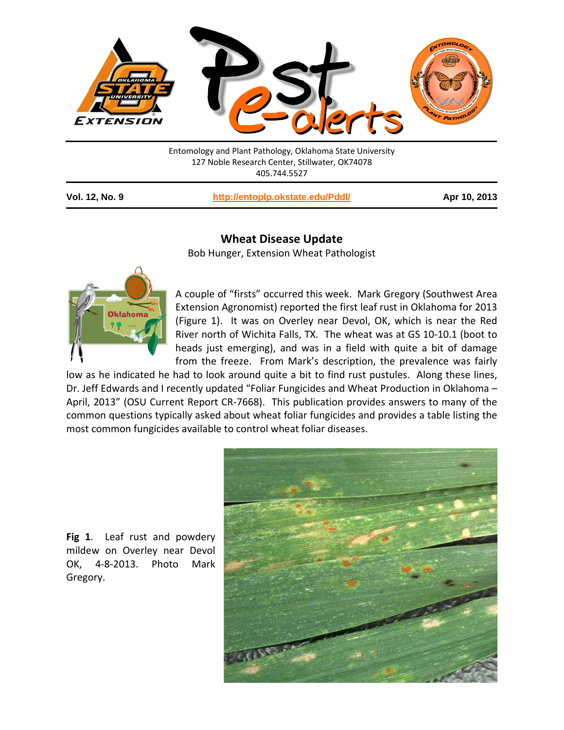Entomology and Plant Pathology, Oklahoma State University
127 Noble Research Center, Stillwater, OK74078
405.744.5527

**Vol. 12, No. 9** | **http://entoplp.okstate.edu/Pddl/** | **Apr 10, 2013**

## Wheat Disease Update

Bob Hunger, Extension Wheat Pathologist

A couple of "firsts" occurred this week. Mark Gregory (Southwest Area Extension Agronomist) reported the first leaf rust in Oklahoma for 2013 (Figure 1). It was on Overley near Devol, OK, which is near the Red River north of Wichita Falls, TX. The wheat was at GS 10-10.1 (boot to heads just emerging), and was in a field with quite a bit of damage from the freeze. From Mark's description, the prevalence was fairly low as he indicated he had to look around quite a bit to find rust pustules. Along these lines, Dr. Jeff Edwards and I recently updated "Foliar Fungicides and Wheat Production in Oklahoma – April, 2013" (OSU Current Report CR-7668). This publication provides answers to many of the common questions typically asked about wheat foliar fungicides and provides a table listing the most common fungicides available to control wheat foliar diseases.

**Fig 1**. Leaf rust and powdery mildew on Overley near Devol OK, 4-8-2013. Photo Mark Gregory.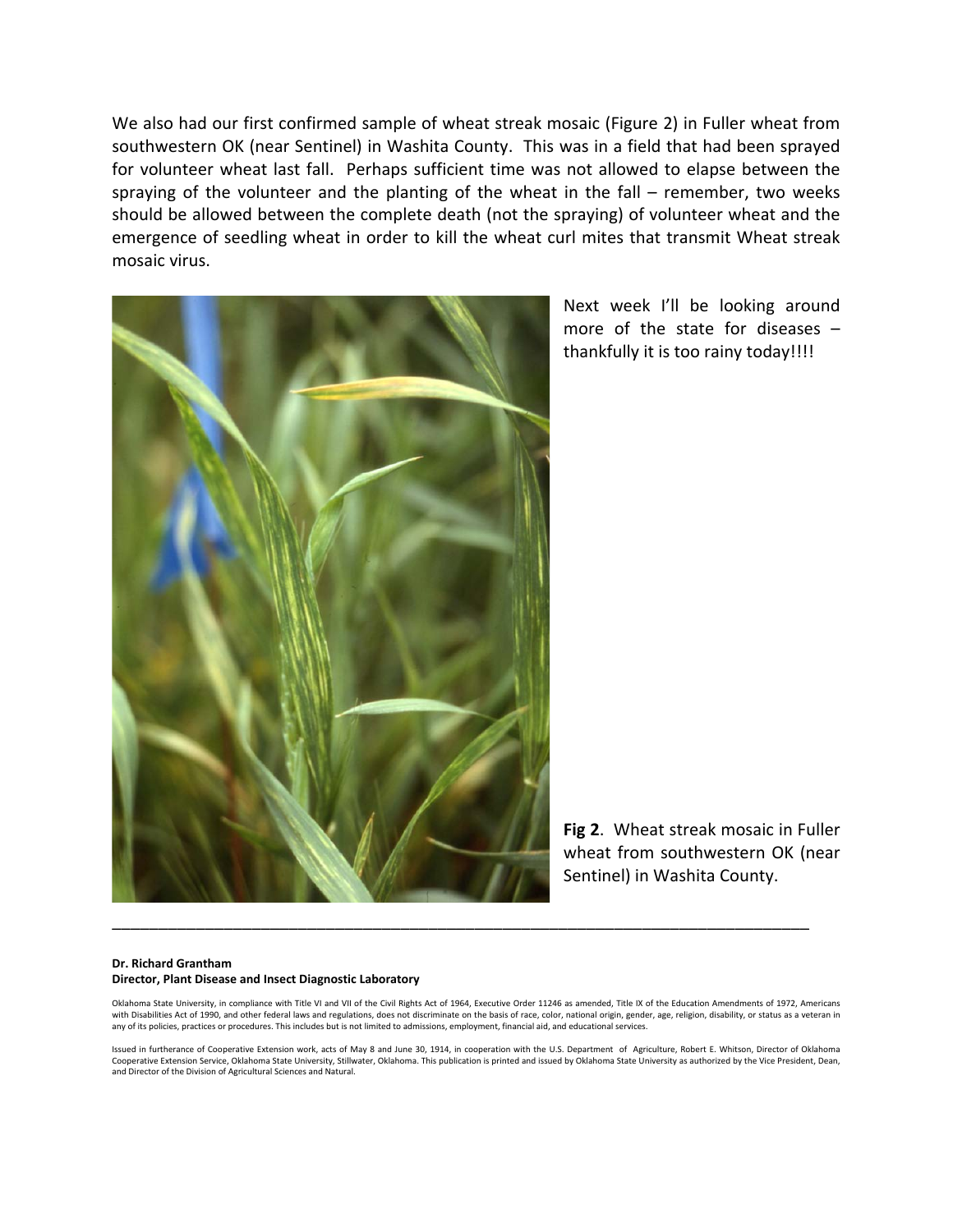We also had our first confirmed sample of wheat streak mosaic (Figure 2) in Fuller wheat from southwestern OK (near Sentinel) in Washita County. This was in a field that had been sprayed for volunteer wheat last fall. Perhaps sufficient time was not allowed to elapse between the spraying of the volunteer and the planting of the wheat in the fall – remember, two weeks should be allowed between the complete death (not the spraying) of volunteer wheat and the emergence of seedling wheat in order to kill the wheat curl mites that transmit Wheat streak mosaic virus.

Next week I'll be looking around more of the state for diseases – thankfully it is too rainy today!!!!

**Fig 2**. Wheat streak mosaic in Fuller wheat from southwestern OK (near Sentinel) in Washita County.

---

**Dr. Richard Grantham**
**Director, Plant Disease and Insect Diagnostic Laboratory**

Oklahoma State University, in compliance with Title VI and VII of the Civil Rights Act of 1964, Executive Order 11246 as amended, Title IX of the Education Amendments of 1972, Americans with Disabilities Act of 1990, and other federal laws and regulations, does not discriminate on the basis of race, color, national origin, gender, age, religion, disability, or status as a veteran in any of its policies, practices or procedures. This includes but is not limited to admissions, employment, financial aid, and educational services.

Issued in furtherance of Cooperative Extension work, acts of May 8 and June 30, 1914, in cooperation with the U.S. Department of Agriculture, Robert E. Whitson, Director of Oklahoma Cooperative Extension Service, Oklahoma State University, Stillwater, Oklahoma. This publication is printed and issued by Oklahoma State University as authorized by the Vice President, Dean, and Director of the Division of Agricultural Sciences and Natural.